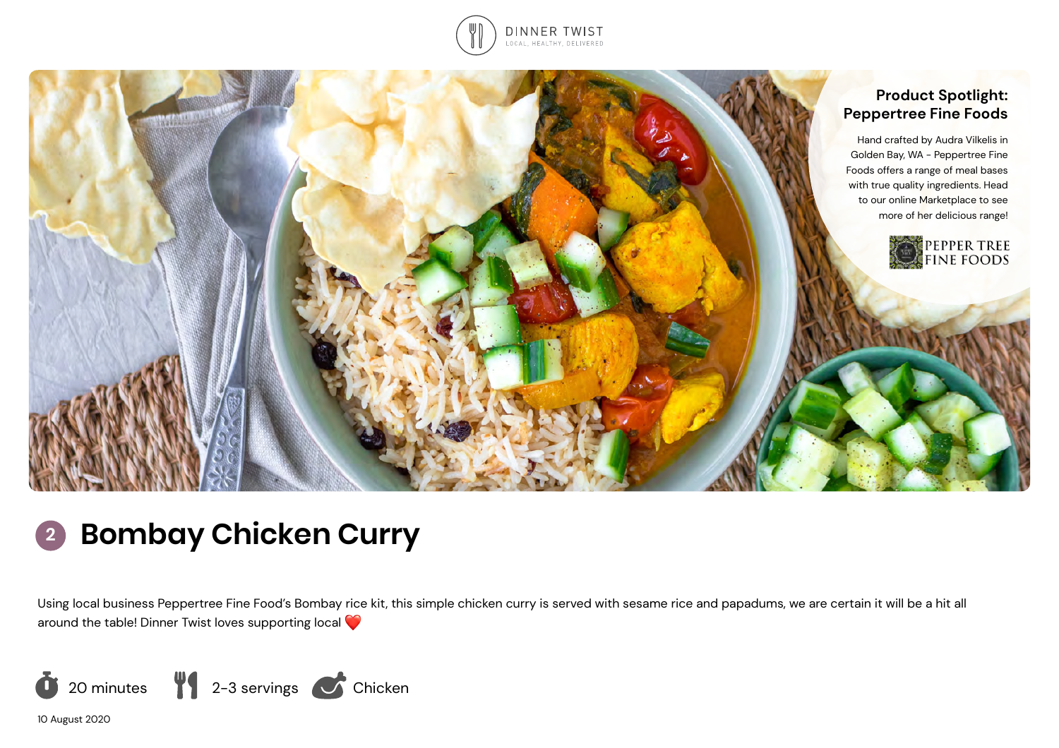DINNER TWIST

LOCAL, HEALTHY, DELIVERED

## Product Spotlight: Peppertree Fine Foods

Hand crafted by Audra Vilkelis in Golden Bay, WA - Peppertree Fine Foods offers a range of meal bases with true quality ingredients. Head to our online Marketplace to see more of her delicious range!

PEPPER TREE FINE FOODS

# 2 Bombay Chicken Curry

Using local business Peppertree Fine Food's Bombay rice kit, this simple chicken curry is served with sesame rice and papadums, we are certain it will be a hit all around the table! Dinner Twist loves supporting local ❤️

20 minutes | 2-3 servings | Chicken

10 August 2020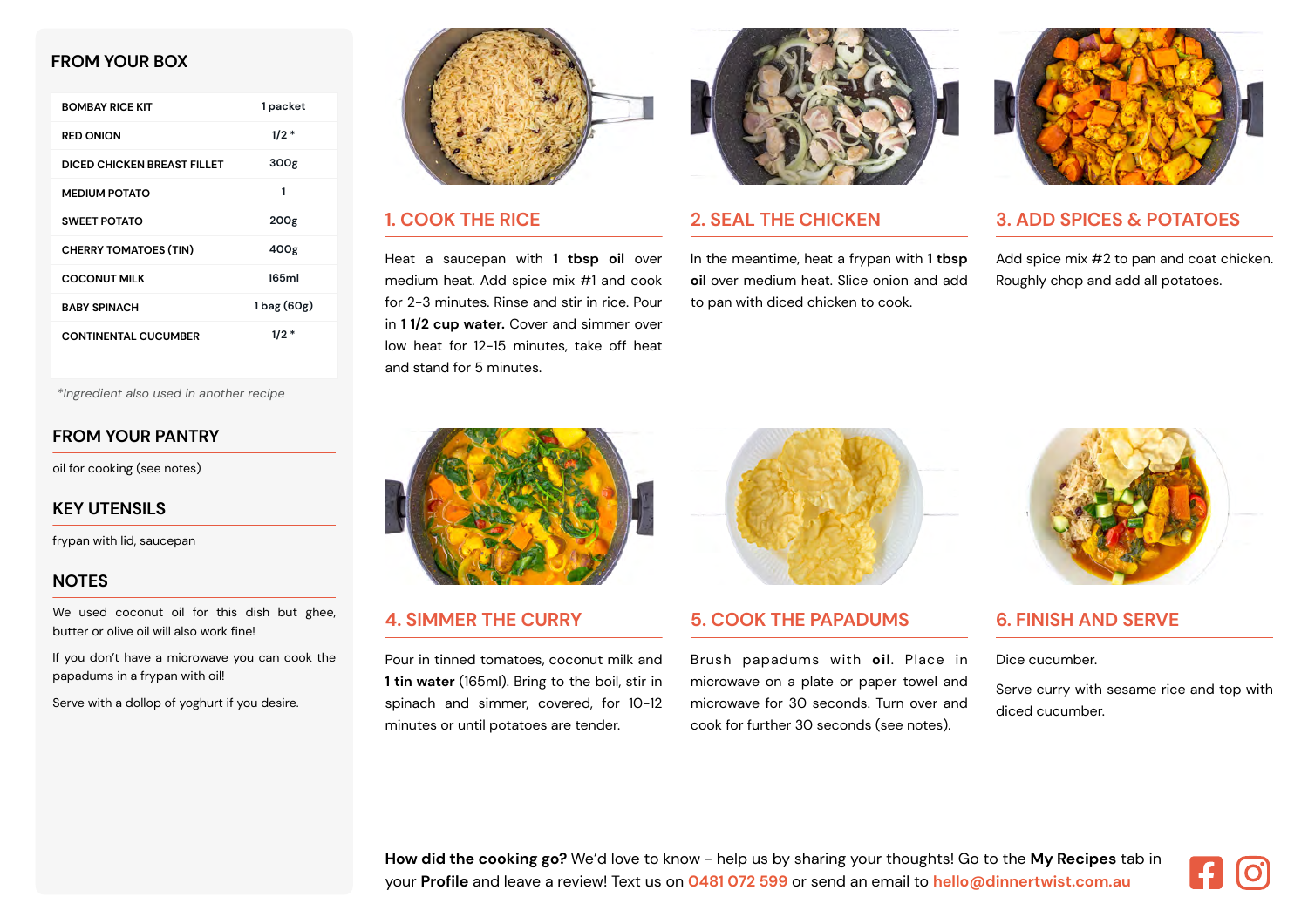## FROM YOUR BOX

| | |
|---|---|
| BOMBAY RICE KIT | 1 packet |
| RED ONION | 1/2 * |
| DICED CHICKEN BREAST FILLET | 300g |
| MEDIUM POTATO | 1 |
| SWEET POTATO | 200g |
| CHERRY TOMATOES (TIN) | 400g |
| COCONUT MILK | 165ml |
| BABY SPINACH | 1 bag (60g) |
| CONTINENTAL CUCUMBER | 1/2 * |

*\*Ingredient also used in another recipe*

## FROM YOUR PANTRY

oil for cooking (see notes)

## KEY UTENSILS

frypan with lid, saucepan

## NOTES

We used coconut oil for this dish but ghee, butter or olive oil will also work fine!

If you don't have a microwave you can cook the papadums in a frypan with oil!

Serve with a dollop of yoghurt if you desire.

## 1. COOK THE RICE

Heat a saucepan with **1 tbsp oil** over medium heat. Add spice mix #1 and cook for 2-3 minutes. Rinse and stir in rice. Pour in **1 1/2 cup water.** Cover and simmer over low heat for 12-15 minutes, take off heat and stand for 5 minutes.

## 2. SEAL THE CHICKEN

In the meantime, heat a frypan with **1 tbsp oil** over medium heat. Slice onion and add to pan with diced chicken to cook.

## 3. ADD SPICES & POTATOES

Add spice mix #2 to pan and coat chicken. Roughly chop and add all potatoes.

## 4. SIMMER THE CURRY

Pour in tinned tomatoes, coconut milk and **1 tin water** (165ml). Bring to the boil, stir in spinach and simmer, covered, for 10-12 minutes or until potatoes are tender.

## 5. COOK THE PAPADUMS

Brush papadums with **oil**. Place in microwave on a plate or paper towel and microwave for 30 seconds. Turn over and cook for further 30 seconds (see notes).

## 6. FINISH AND SERVE

Dice cucumber.

Serve curry with sesame rice and top with diced cucumber.

**How did the cooking go?** We'd love to know - help us by sharing your thoughts! Go to the **My Recipes** tab in your **Profile** and leave a review! Text us on 0481 072 599 or send an email to hello@dinnertwist.com.au